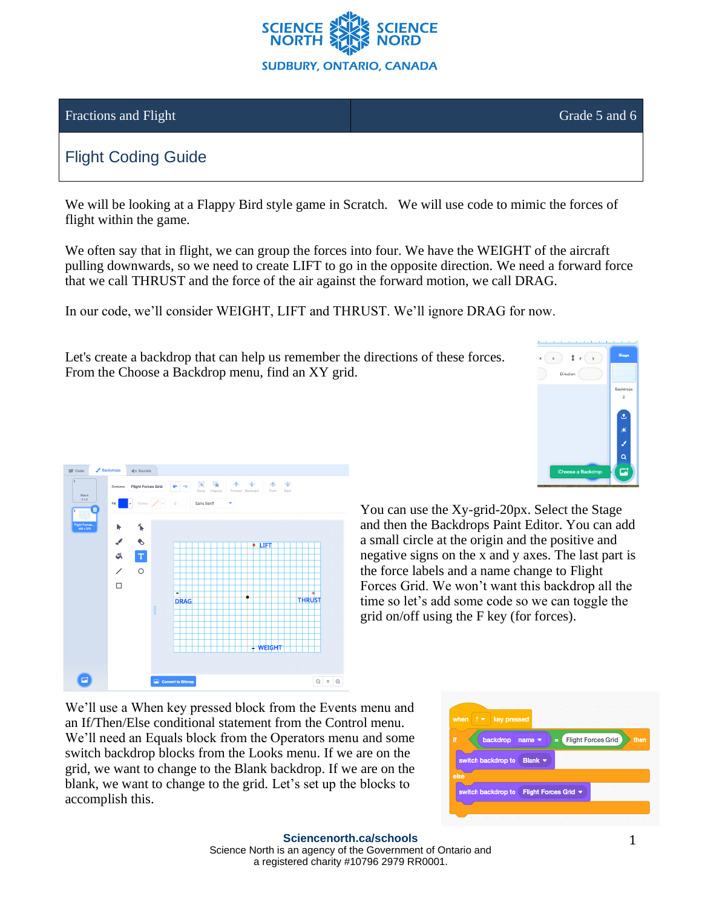# Fractions and Flight — Grade 5 and 6

## Flight Coding Guide

We will be looking at a Flappy Bird style game in Scratch. We will use code to mimic the forces of flight within the game.

We often say that in flight, we can group the forces into four. We have the WEIGHT of the aircraft pulling downwards, so we need to create LIFT to go in the opposite direction. We need a forward force that we call THRUST and the force of the air against the forward motion, we call DRAG.

In our code, we'll consider WEIGHT, LIFT and THRUST. We'll ignore DRAG for now.

Let's create a backdrop that can help us remember the directions of these forces. From the Choose a Backdrop menu, find an XY grid.

You can use the Xy-grid-20px. Select the Stage and then the Backdrops Paint Editor. You can add a small circle at the origin and the positive and negative signs on the x and y axes. The last part is the force labels and a name change to Flight Forces Grid. We won't want this backdrop all the time so let's add some code so we can toggle the grid on/off using the F key (for forces).

We'll use a When key pressed block from the Events menu and an If/Then/Else conditional statement from the Control menu. We'll need an Equals block from the Operators menu and some switch backdrop blocks from the Looks menu. If we are on the grid, we want to change to the Blank backdrop. If we are on the blank, we want to change to the grid. Let's set up the blocks to accomplish this.

```
when f key pressed
if (backdrop name) = Flight Forces Grid then
    switch backdrop to Blank
else
    switch backdrop to Flight Forces Grid
```

Sciencenorth.ca/schools
Science North is an agency of the Government of Ontario and a registered charity #10796 2979 RR0001.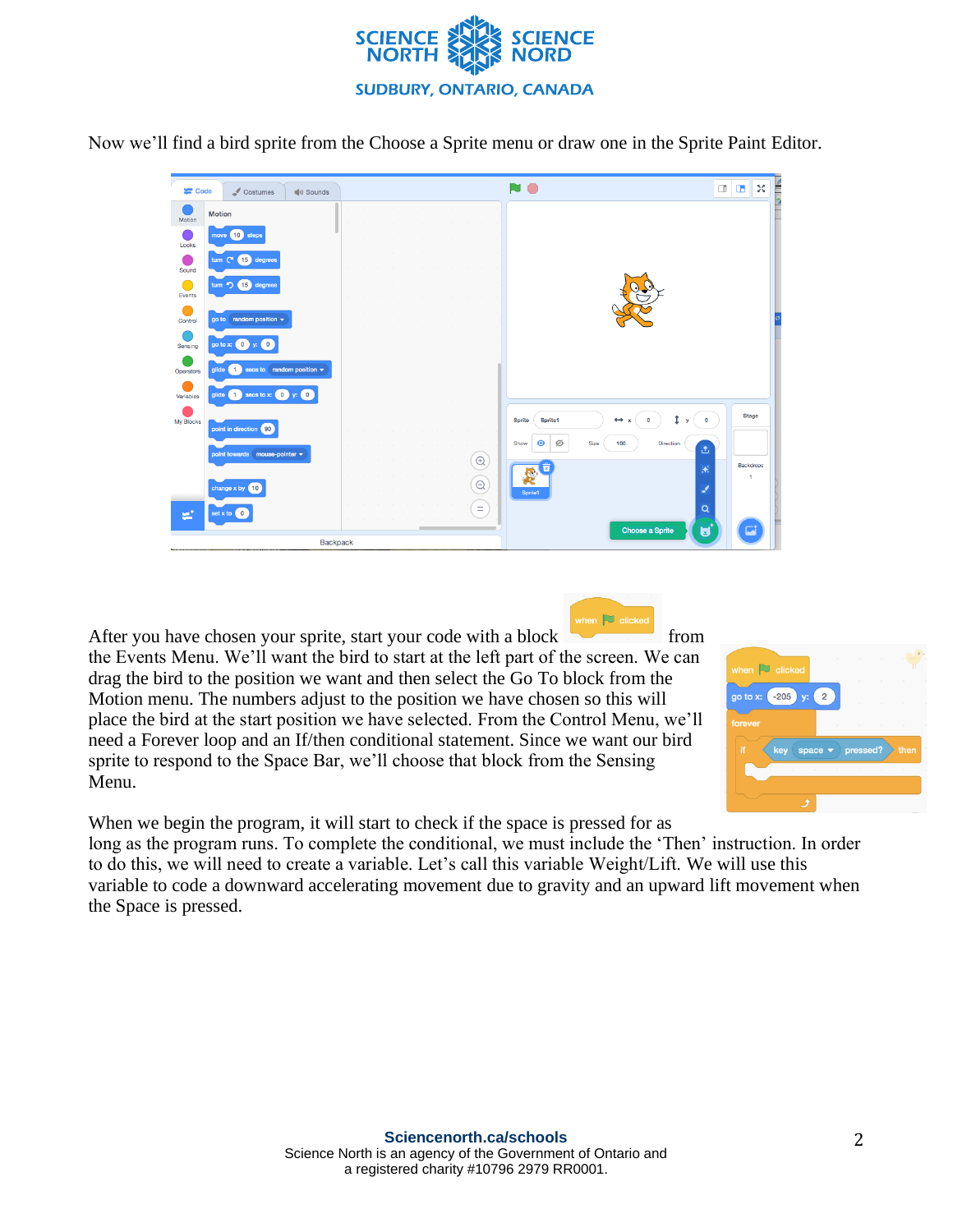Now we'll find a bird sprite from the Choose a Sprite menu or draw one in the Sprite Paint Editor.

After you have chosen your sprite, start your code with a block [when flag clicked] from the Events Menu. We'll want the bird to start at the left part of the screen. We can drag the bird to the position we want and then select the Go To block from the Motion menu. The numbers adjust to the position we have chosen so this will place the bird at the start position we have selected. From the Control Menu, we'll need a Forever loop and an If/then conditional statement. Since we want our bird sprite to respond to the Space Bar, we'll choose that block from the Sensing Menu.

When we begin the program, it will start to check if the space is pressed for as long as the program runs. To complete the conditional, we must include the 'Then' instruction. In order to do this, we will need to create a variable. Let's call this variable Weight/Lift. We will use this variable to code a downward accelerating movement due to gravity and an upward lift movement when the Space is pressed.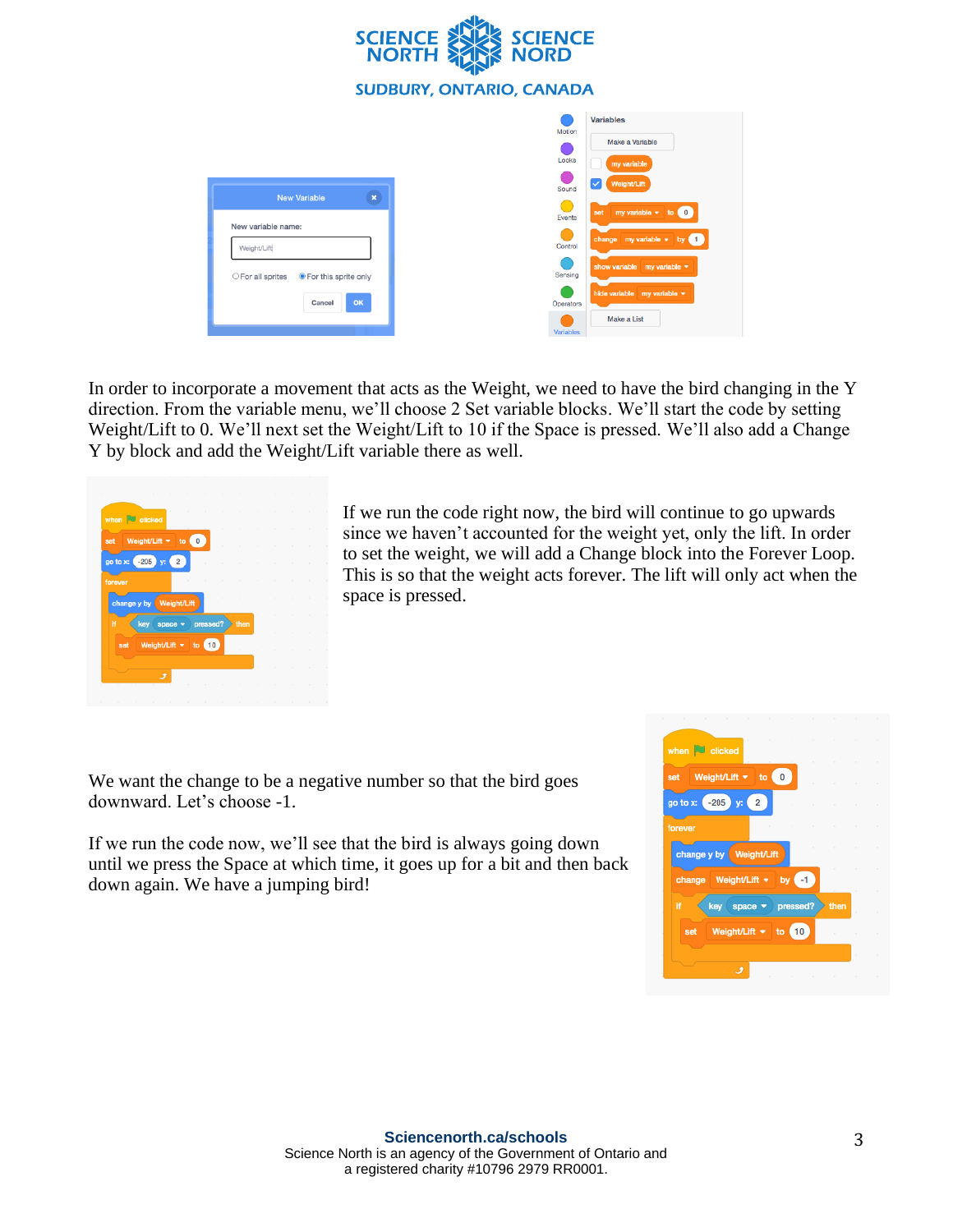In order to incorporate a movement that acts as the Weight, we need to have the bird changing in the Y direction. From the variable menu, we'll choose 2 Set variable blocks. We'll start the code by setting Weight/Lift to 0. We'll next set the Weight/Lift to 10 if the Space is pressed. We'll also add a Change Y by block and add the Weight/Lift variable there as well.

If we run the code right now, the bird will continue to go upwards since we haven't accounted for the weight yet, only the lift. In order to set the weight, we will add a Change block into the Forever Loop. This is so that the weight acts forever. The lift will only act when the space is pressed.

We want the change to be a negative number so that the bird goes downward. Let's choose -1.

If we run the code now, we'll see that the bird is always going down until we press the Space at which time, it goes up for a bit and then back down again. We have a jumping bird!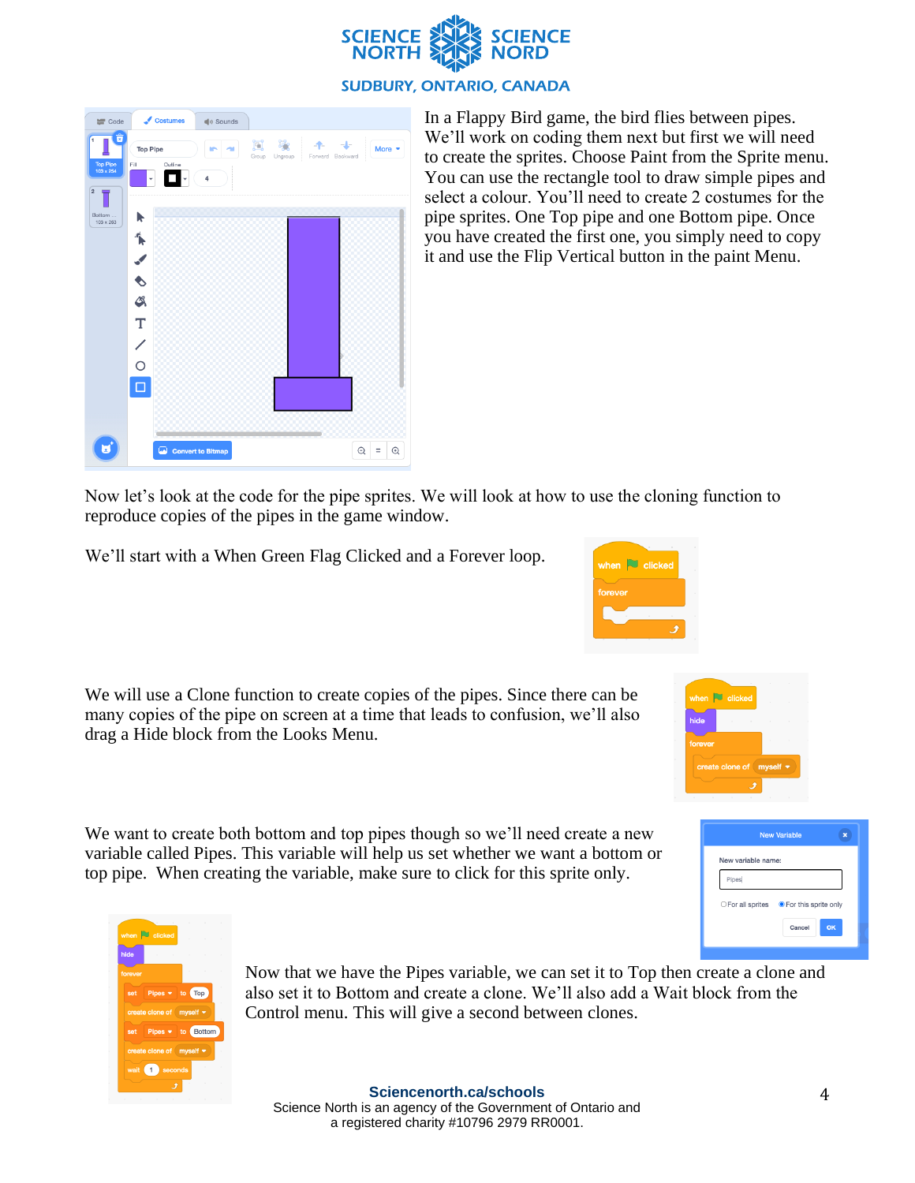In a Flappy Bird game, the bird flies between pipes. We'll work on coding them next but first we will need to create the sprites. Choose Paint from the Sprite menu. You can use the rectangle tool to draw simple pipes and select a colour. You'll need to create 2 costumes for the pipe sprites. One Top pipe and one Bottom pipe. Once you have created the first one, you simply need to copy it and use the Flip Vertical button in the paint Menu.

Now let's look at the code for the pipe sprites. We will look at how to use the cloning function to reproduce copies of the pipes in the game window.

We'll start with a When Green Flag Clicked and a Forever loop.

We will use a Clone function to create copies of the pipes. Since there can be many copies of the pipe on screen at a time that leads to confusion, we'll also drag a Hide block from the Looks Menu.

We want to create both bottom and top pipes though so we'll need create a new variable called Pipes. This variable will help us set whether we want a bottom or top pipe. When creating the variable, make sure to click for this sprite only.

Now that we have the Pipes variable, we can set it to Top then create a clone and also set it to Bottom and create a clone. We'll also add a Wait block from the Control menu. This will give a second between clones.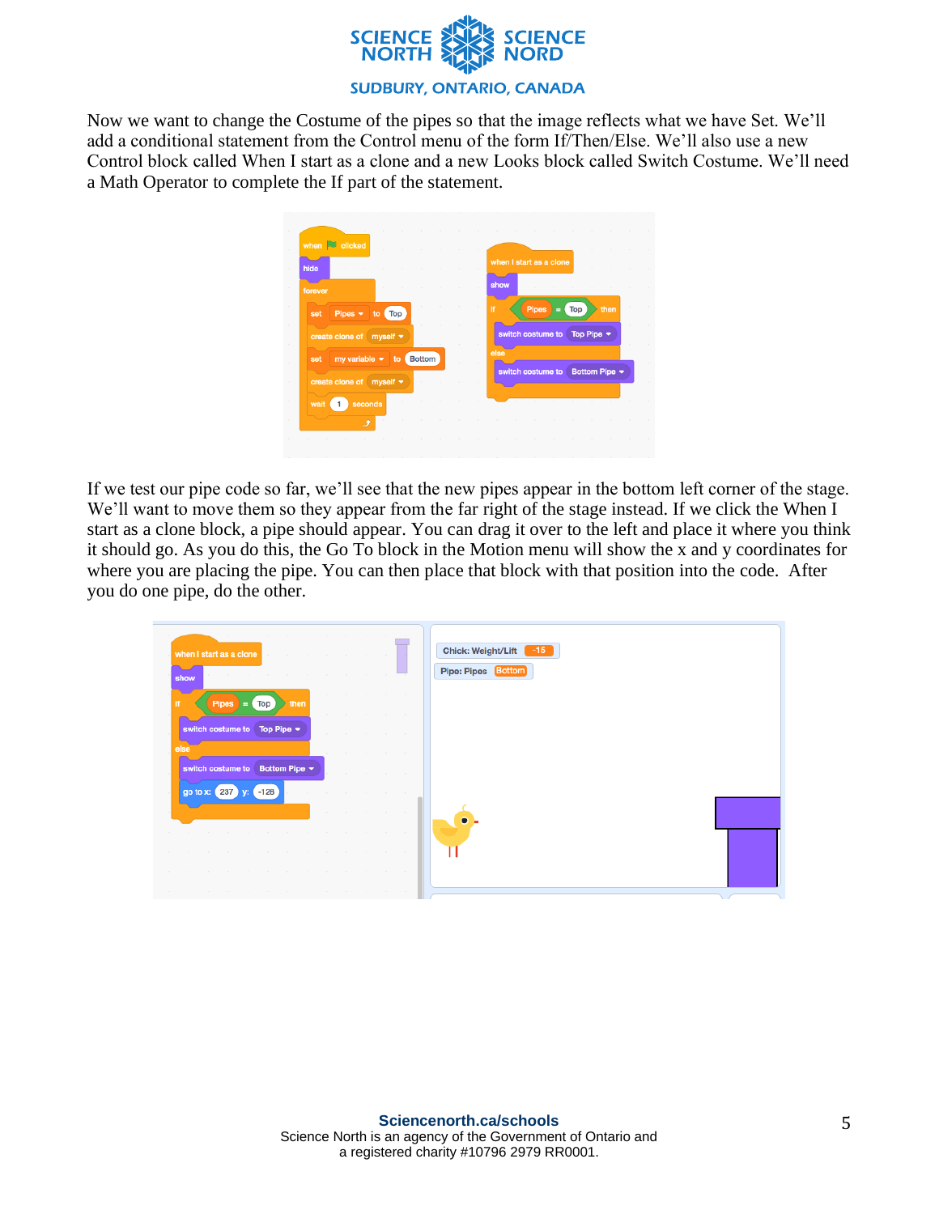Now we want to change the Costume of the pipes so that the image reflects what we have Set. We'll add a conditional statement from the Control menu of the form If/Then/Else. We'll also use a new Control block called When I start as a clone and a new Looks block called Switch Costume. We'll need a Math Operator to complete the If part of the statement.

If we test our pipe code so far, we'll see that the new pipes appear in the bottom left corner of the stage. We'll want to move them so they appear from the far right of the stage instead. If we click the When I start as a clone block, a pipe should appear. You can drag it over to the left and place it where you think it should go. As you do this, the Go To block in the Motion menu will show the x and y coordinates for where you are placing the pipe. You can then place that block with that position into the code. After you do one pipe, do the other.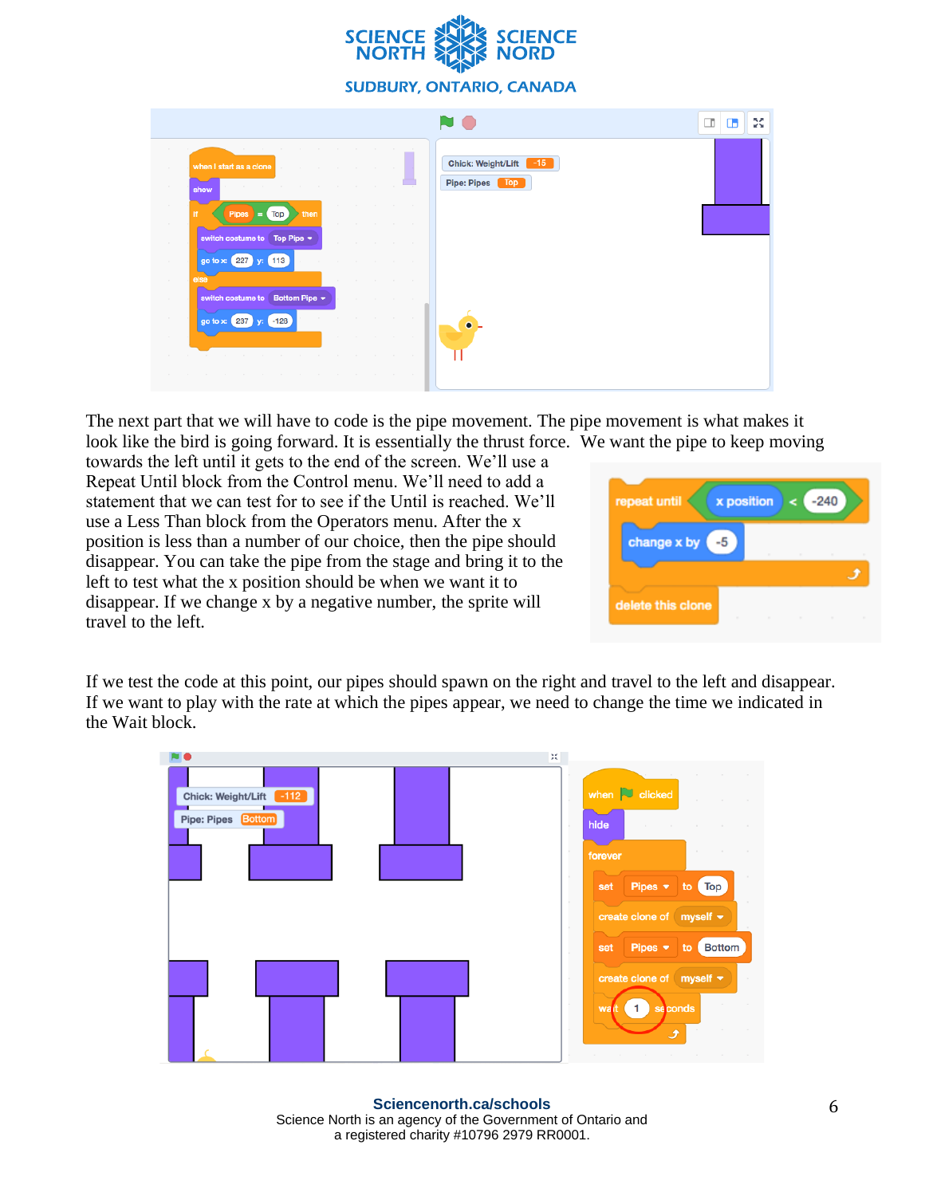The next part that we will have to code is the pipe movement. The pipe movement is what makes it look like the bird is going forward. It is essentially the thrust force. We want the pipe to keep moving towards the left until it gets to the end of the screen. We'll use a Repeat Until block from the Control menu. We'll need to add a statement that we can test for to see if the Until is reached. We'll use a Less Than block from the Operators menu. After the x position is less than a number of our choice, then the pipe should disappear. You can take the pipe from the stage and bring it to the left to test what the x position should be when we want it to disappear. If we change x by a negative number, the sprite will travel to the left.

If we test the code at this point, our pipes should spawn on the right and travel to the left and disappear. If we want to play with the rate at which the pipes appear, we need to change the time we indicated in the Wait block.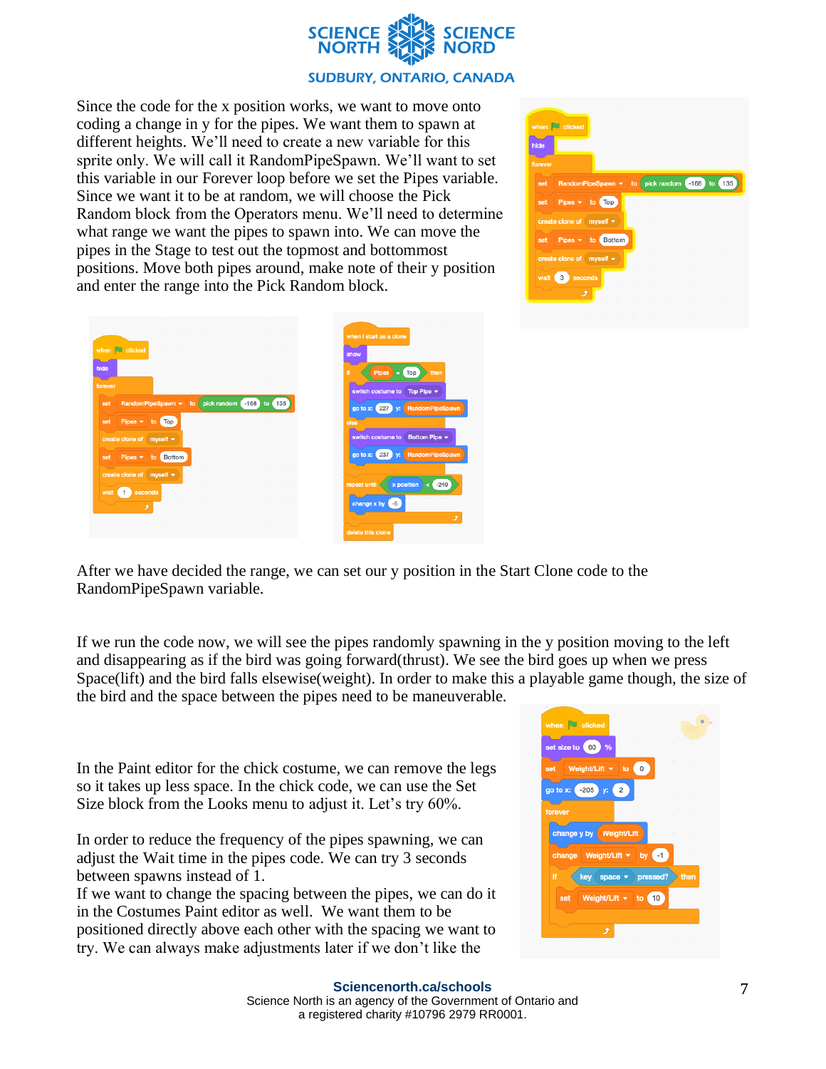Since the code for the x position works, we want to move onto coding a change in y for the pipes. We want them to spawn at different heights. We'll need to create a new variable for this sprite only. We will call it RandomPipeSpawn. We'll want to set this variable in our Forever loop before we set the Pipes variable. Since we want it to be at random, we will choose the Pick Random block from the Operators menu. We'll need to determine what range we want the pipes to spawn into. We can move the pipes in the Stage to test out the topmost and bottommost positions. Move both pipes around, make note of their y position and enter the range into the Pick Random block.

After we have decided the range, we can set our y position in the Start Clone code to the RandomPipeSpawn variable.

If we run the code now, we will see the pipes randomly spawning in the y position moving to the left and disappearing as if the bird was going forward(thrust). We see the bird goes up when we press Space(lift) and the bird falls elsewise(weight). In order to make this a playable game though, the size of the bird and the space between the pipes need to be maneuverable.

In the Paint editor for the chick costume, we can remove the legs so it takes up less space. In the chick code, we can use the Set Size block from the Looks menu to adjust it. Let's try 60%.

In order to reduce the frequency of the pipes spawning, we can adjust the Wait time in the pipes code. We can try 3 seconds between spawns instead of 1.
If we want to change the spacing between the pipes, we can do it in the Costumes Paint editor as well. We want them to be positioned directly above each other with the spacing we want to try. We can always make adjustments later if we don't like the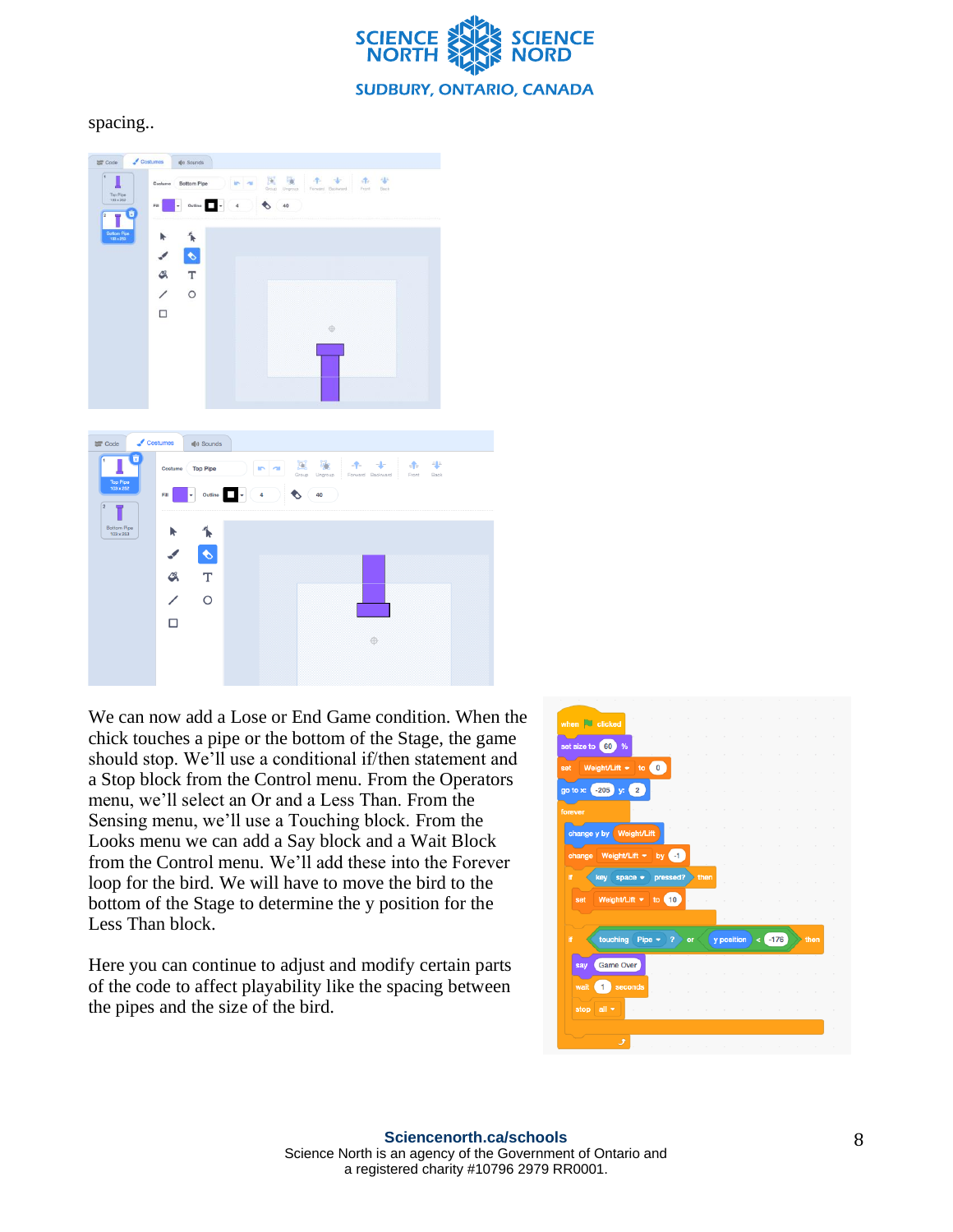spacing..

We can now add a Lose or End Game condition. When the chick touches a pipe or the bottom of the Stage, the game should stop. We'll use a conditional if/then statement and a Stop block from the Control menu. From the Operators menu, we'll select an Or and a Less Than. From the Sensing menu, we'll use a Touching block. From the Looks menu we can add a Say block and a Wait Block from the Control menu. We'll add these into the Forever loop for the bird. We will have to move the bird to the bottom of the Stage to determine the y position for the Less Than block.

Here you can continue to adjust and modify certain parts of the code to affect playability like the spacing between the pipes and the size of the bird.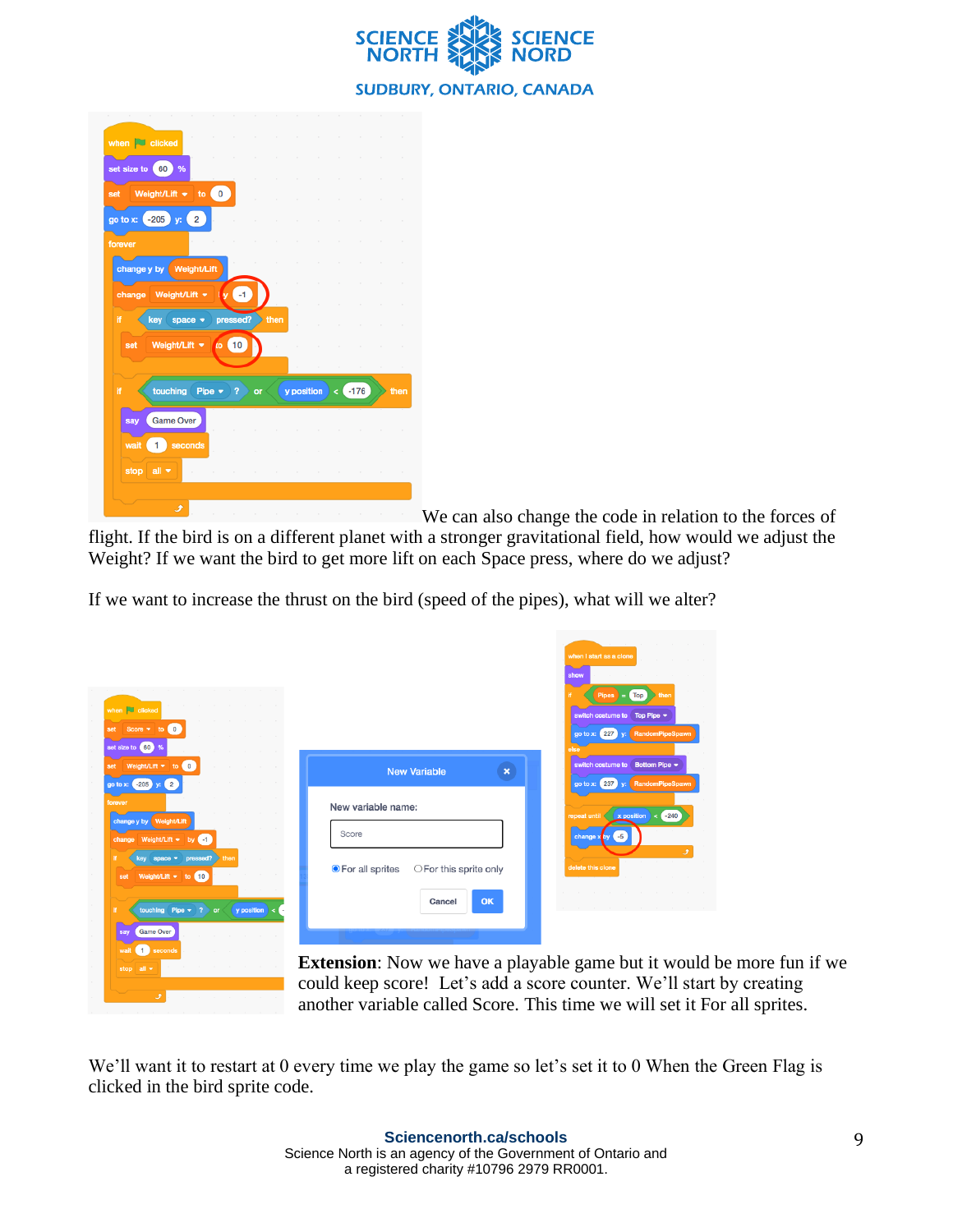We can also change the code in relation to the forces of flight. If the bird is on a different planet with a stronger gravitational field, how would we adjust the Weight? If we want the bird to get more lift on each Space press, where do we adjust?

If we want to increase the thrust on the bird (speed of the pipes), what will we alter?

**Extension**: Now we have a playable game but it would be more fun if we could keep score! Let's add a score counter. We'll start by creating another variable called Score. This time we will set it For all sprites.

We'll want it to restart at 0 every time we play the game so let's set it to 0 When the Green Flag is clicked in the bird sprite code.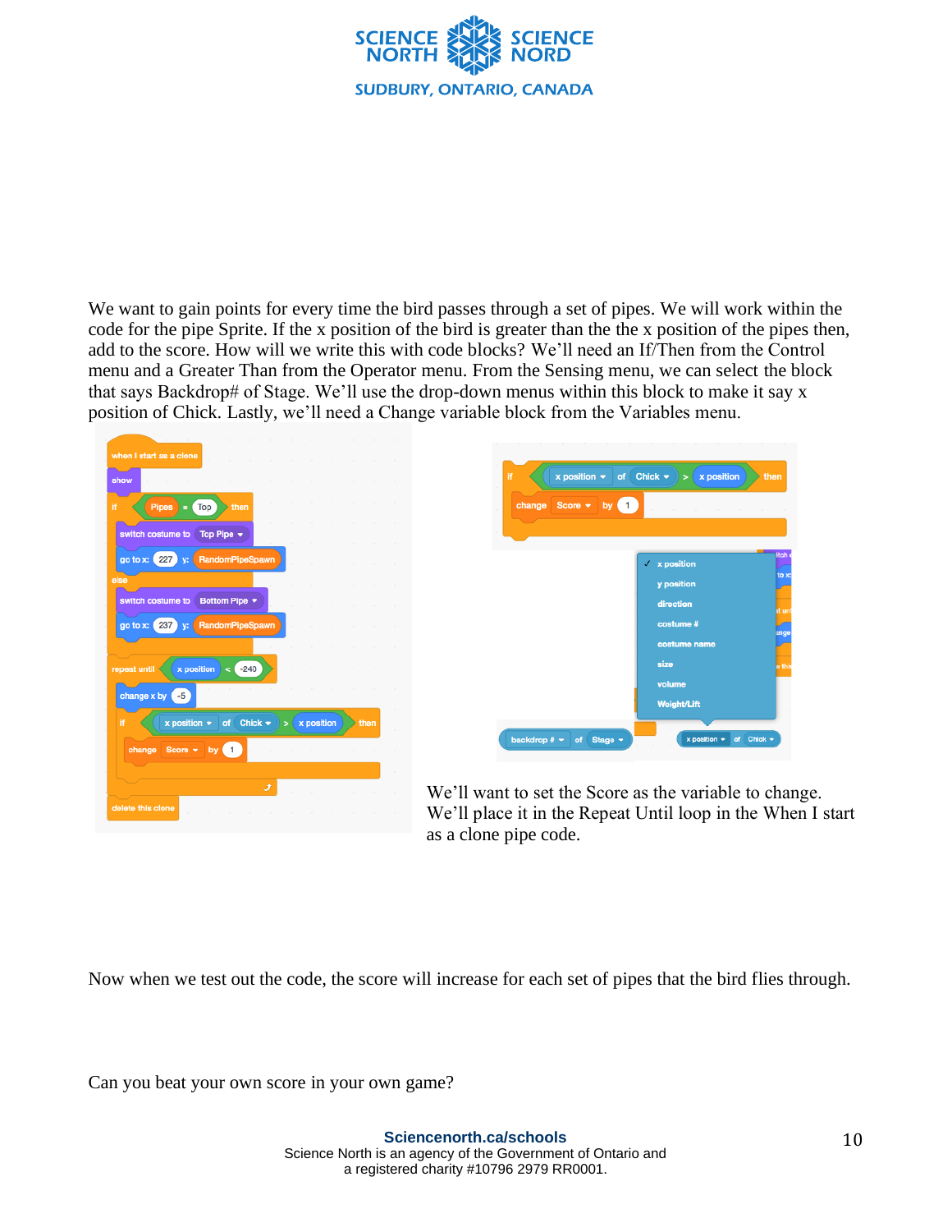We want to gain points for every time the bird passes through a set of pipes. We will work within the code for the pipe Sprite. If the x position of the bird is greater than the the x position of the pipes then, add to the score. How will we write this with code blocks? We'll need an If/Then from the Control menu and a Greater Than from the Operator menu. From the Sensing menu, we can select the block that says Backdrop# of Stage. We'll use the drop-down menus within this block to make it say x position of Chick. Lastly, we'll need a Change variable block from the Variables menu.

We'll want to set the Score as the variable to change. We'll place it in the Repeat Until loop in the When I start as a clone pipe code.

Now when we test out the code, the score will increase for each set of pipes that the bird flies through.

Can you beat your own score in your own game?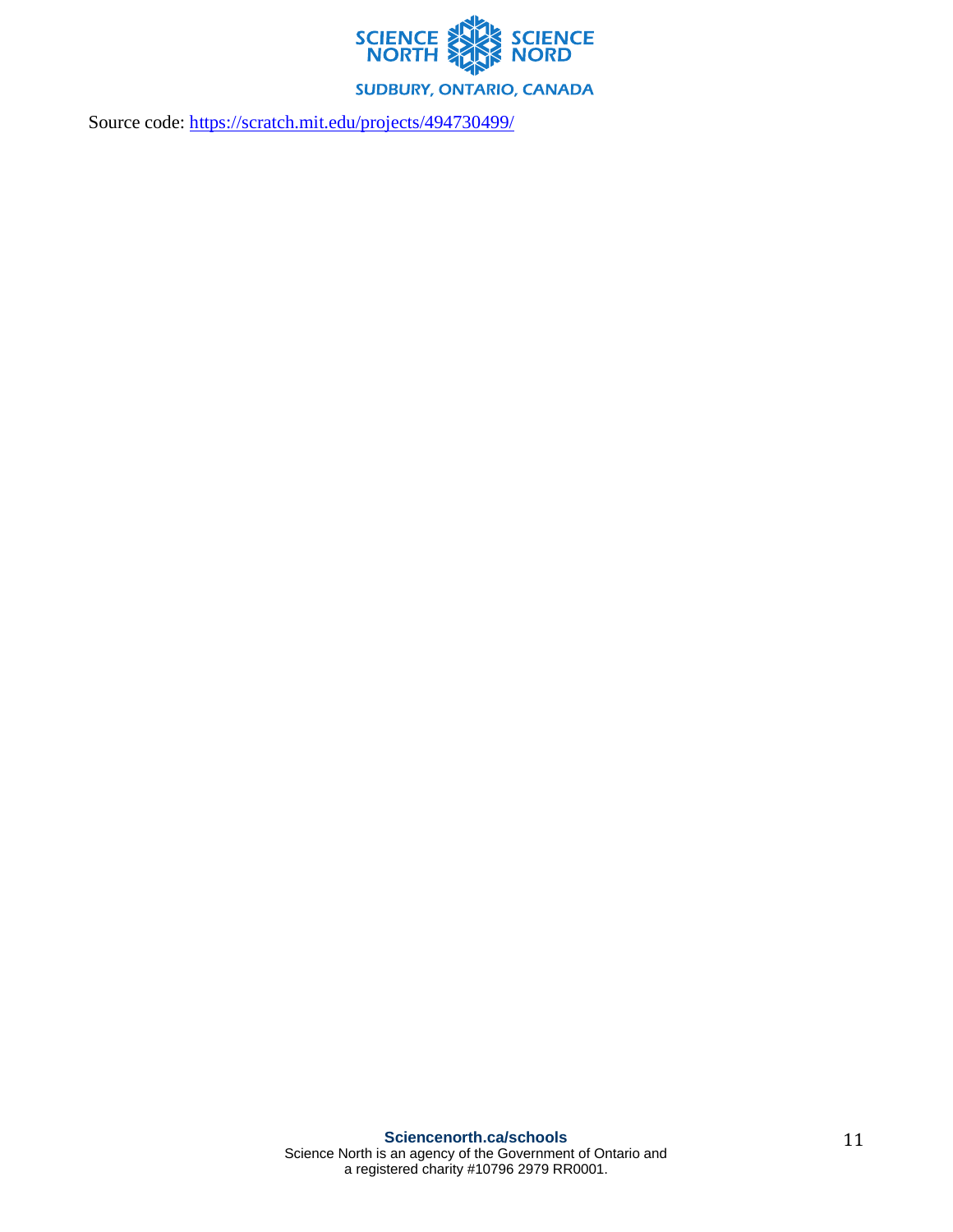Source code: https://scratch.mit.edu/projects/494730499/